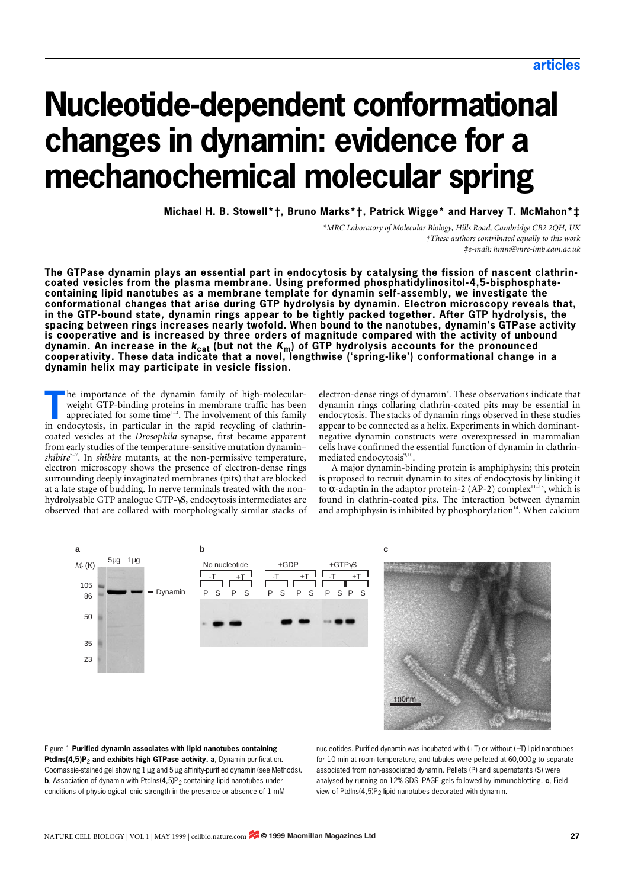# Nucleotide-dependent conformational changes in dynamin: evidence for a mechanochemical molecular spring

**Michael H. B. Stowell*†, Bruno Marks*†, Patrick Wigge* and Harvey T. McMahon*‡**

*\*MRC Laboratory of Molecular Biology, Hills Road, Cambridge CB2 2QH, UK*
*†These authors contributed equally to this work*
*‡e-mail: hmm@mrc-lmb.cam.ac.uk*

**The GTPase dynamin plays an essential part in endocytosis by catalysing the fission of nascent clathrin-coated vesicles from the plasma membrane. Using preformed phosphatidylinositol-4,5-bisphosphate-containing lipid nanotubes as a membrane template for dynamin self-assembly, we investigate the conformational changes that arise during GTP hydrolysis by dynamin. Electron microscopy reveals that, in the GTP-bound state, dynamin rings appear to be tightly packed together. After GTP hydrolysis, the spacing between rings increases nearly twofold. When bound to the nanotubes, dynamin's GTPase activity is cooperative and is increased by three orders of magnitude compared with the activity of unbound dynamin. An increase in the $k_{cat}$ (but not the $K_m$) of GTP hydrolysis accounts for the pronounced cooperativity. These data indicate that a novel, lengthwise ('spring-like') conformational change in a dynamin helix may participate in vesicle fission.**

The importance of the dynamin family of high-molecular-weight GTP-binding proteins in membrane traffic has been appreciated for some time[1–4]. The involvement of this family in endocytosis, in particular in the rapid recycling of clathrin-coated vesicles at the *Drosophila* synapse, first became apparent from early studies of the temperature-sensitive mutation dynamin–*shibire*[5–7]. In *shibire* mutants, at the non-permissive temperature, electron microscopy shows the presence of electron-dense rings surrounding deeply invaginated membranes (pits) that are blocked at a late stage of budding. In nerve terminals treated with the non-hydrolysable GTP analogue GTP-γS, endocytosis intermediates are observed that are collared with morphologically similar stacks of electron-dense rings of dynamin[8]. These observations indicate that dynamin rings collaring clathrin-coated pits may be essential in endocytosis. The stacks of dynamin rings observed in these studies appear to be connected as a helix. Experiments in which dominant-negative dynamin constructs were overexpressed in mammalian cells have confirmed the essential function of dynamin in clathrin-mediated endocytosis[9,10].

A major dynamin-binding protein is amphiphysin; this protein is proposed to recruit dynamin to sites of endocytosis by linking it to α-adaptin in the adaptor protein-2 (AP-2) complex[11–13], which is found in clathrin-coated pits. The interaction between dynamin and amphiphysin is inhibited by phosphorylation[14]. When calcium

Figure 1 **Purified dynamin associates with lipid nanotubes containing PtdIns(4,5)$P_2$ and exhibits high GTPase activity. a**, Dynamin purification. Coomassie-stained gel showing 1 μg and 5 μg affinity-purified dynamin (see Methods). **b**, Association of dynamin with PtdIns(4,5)$P_2$-containing lipid nanotubes under conditions of physiological ionic strength in the presence or absence of 1 mM nucleotides. Purified dynamin was incubated with (+T) or without (–T) lipid nanotubes for 10 min at room temperature, and tubules were pelleted at 60,000*g* to separate associated from non-associated dynamin. Pellets (P) and supernatants (S) were analysed by running on 12% SDS–PAGE gels followed by immunoblotting. **c**, Field view of PtdIns(4,5)$P_2$ lipid nanotubes decorated with dynamin.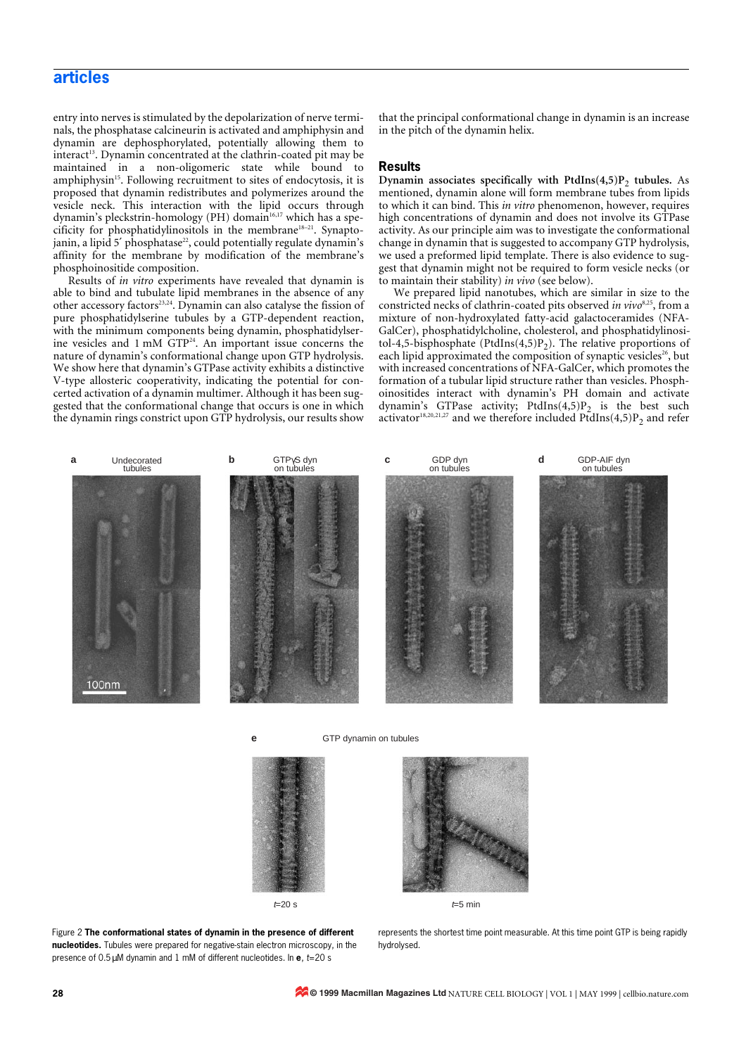entry into nerves is stimulated by the depolarization of nerve terminals, the phosphatase calcineurin is activated and amphiphysin and dynamin are dephosphorylated, potentially allowing them to interact[13]. Dynamin concentrated at the clathrin-coated pit may be maintained in a non-oligomeric state while bound to amphiphysin[15]. Following recruitment to sites of endocytosis, it is proposed that dynamin redistributes and polymerizes around the vesicle neck. This interaction with the lipid occurs through dynamin's pleckstrin-homology (PH) domain[16,17] which has a specificity for phosphatidylinositols in the membrane[18–21]. Synaptojanin, a lipid 5′ phosphatase[22], could potentially regulate dynamin's affinity for the membrane by modification of the membrane's phosphoinositide composition.

Results of *in vitro* experiments have revealed that dynamin is able to bind and tubulate lipid membranes in the absence of any other accessory factors[23,24]. Dynamin can also catalyse the fission of pure phosphatidylserine tubules by a GTP-dependent reaction, with the minimum components being dynamin, phosphatidylserine vesicles and 1 mM GTP[24]. An important issue concerns the nature of dynamin's conformational change upon GTP hydrolysis. We show here that dynamin's GTPase activity exhibits a distinctive V-type allosteric cooperativity, indicating the potential for concerted activation of a dynamin multimer. Although it has been suggested that the conformational change that occurs is one in which the dynamin rings constrict upon GTP hydrolysis, our results show that the principal conformational change in dynamin is an increase in the pitch of the dynamin helix.

## Results

**Dynamin associates specifically with PtdIns(4,5)$P_2$ tubules.** As mentioned, dynamin alone will form membrane tubes from lipids to which it can bind. This *in vitro* phenomenon, however, requires high concentrations of dynamin and does not involve its GTPase activity. As our principle aim was to investigate the conformational change in dynamin that is suggested to accompany GTP hydrolysis, we used a preformed lipid template. There is also evidence to suggest that dynamin might not be required to form vesicle necks (or to maintain their stability) *in vivo* (see below).

We prepared lipid nanotubes, which are similar in size to the constricted necks of clathrin-coated pits observed *in vivo*[8,25], from a mixture of non-hydroxylated fatty-acid galactoceramides (NFA-GalCer), phosphatidylcholine, cholesterol, and phosphatidylinositol-4,5-bisphosphate (PtdIns(4,5)$P_2$). The relative proportions of each lipid approximated the composition of synaptic vesicles[26], but with increased concentrations of NFA-GalCer, which promotes the formation of a tubular lipid structure rather than vesicles. Phosphoinositides interact with dynamin's PH domain and activate dynamin's GTPase activity; PtdIns(4,5)$P_2$ is the best such activator[18,20,21,27] and we therefore included PtdIns(4,5)$P_2$ and refer

Figure 2 **The conformational states of dynamin in the presence of different nucleotides.** Tubules were prepared for negative-stain electron microscopy, in the presence of 0.5 μM dynamin and 1 mM of different nucleotides. In **e**, *t*=20 s represents the shortest time point measurable. At this time point GTP is being rapidly hydrolysed.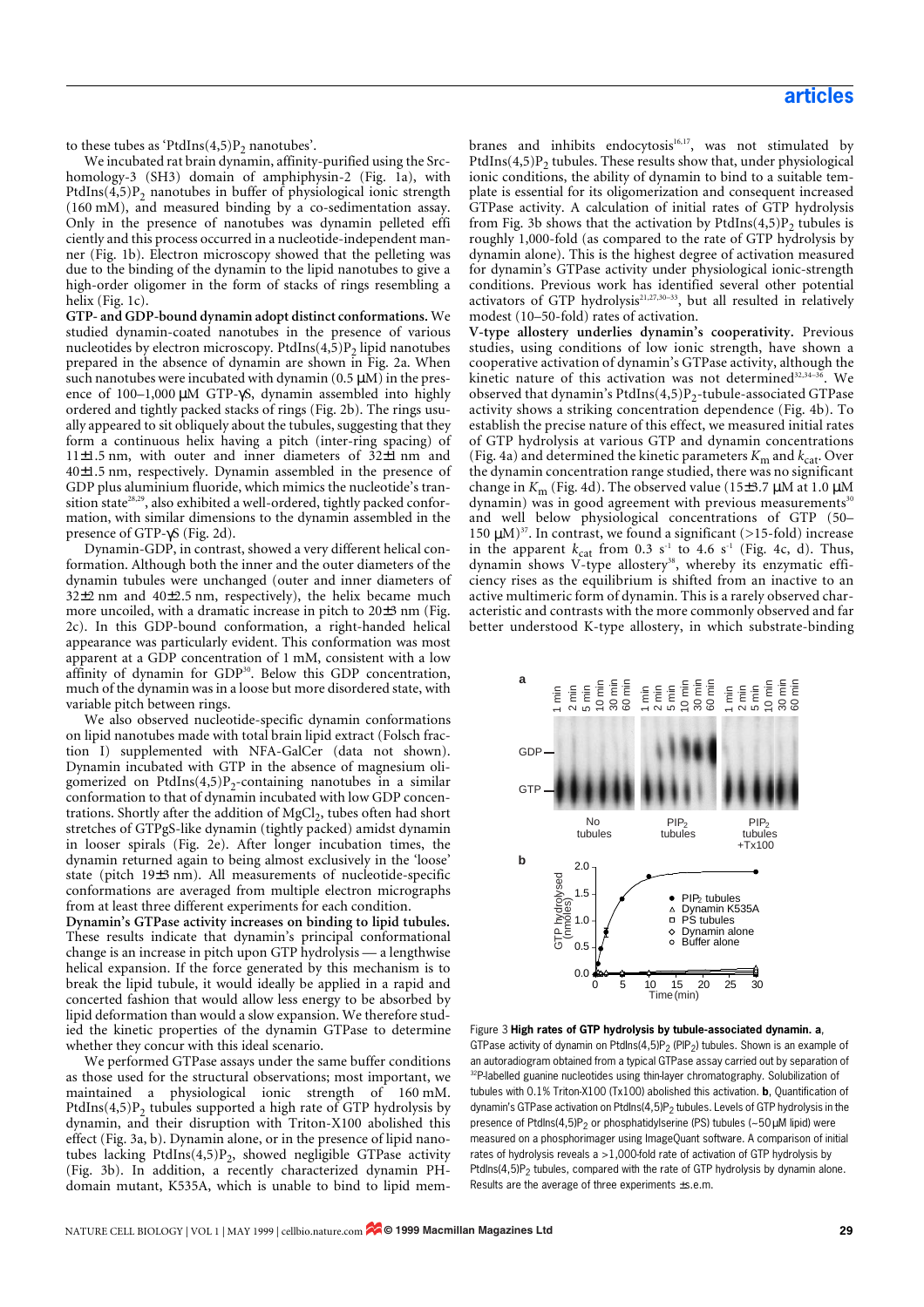to these tubes as 'PtdIns(4,5)$P_2$ nanotubes'.

We incubated rat brain dynamin, affinity-purified using the Src-homology-3 (SH3) domain of amphiphysin-2 (Fig. 1a), with PtdIns(4,5)$P_2$ nanotubes in buffer of physiological ionic strength (160 mM), and measured binding by a co-sedimentation assay. Only in the presence of nanotubes was dynamin pelleted efficiently and this process occurred in a nucleotide-independent manner (Fig. 1b). Electron microscopy showed that the pelleting was due to the binding of the dynamin to the lipid nanotubes to give a high-order oligomer in the form of stacks of rings resembling a helix (Fig. 1c).

**GTP- and GDP-bound dynamin adopt distinct conformations.** We studied dynamin-coated nanotubes in the presence of various nucleotides by electron microscopy. PtdIns(4,5)$P_2$ nanotubes prepared in the absence of dynamin are shown in Fig. 2a. When such nanotubes were incubated with dynamin (0.5 μM) in the presence of 100–1,000 μM GTP-γS, dynamin assembled into highly ordered and tightly packed stacks of rings (Fig. 2b). The rings usually appeared to sit obliquely about the tubules, suggesting that they form a continuous helix having a pitch (inter-ring spacing) of 11±1.5 nm, with outer and inner diameters of 32±1 nm and 40±1.5 nm, respectively. Dynamin assembled in the presence of GDP plus aluminium fluoride, which mimics the nucleotide's transition state[28,29], also exhibited a well-ordered, tightly packed conformation, with similar dimensions to the dynamin assembled in the presence of GTP-γS (Fig. 2d).

Dynamin-GDP, in contrast, showed a very different helical conformation. Although both the inner and the outer diameters of the dynamin tubules were unchanged (outer and inner diameters of 32±2 nm and 40±2.5 nm, respectively), the helix became much more uncoiled, with a dramatic increase in pitch to 20±3 nm (Fig. 2c). In this GDP-bound conformation, a right-handed helical appearance was particularly evident. This conformation was most apparent at a GDP concentration of 1 mM, consistent with a low affinity of dynamin for GDP[30]. Below this GDP concentration, much of the dynamin was in a loose but more disordered state, with variable pitch between rings.

We also observed nucleotide-specific dynamin conformations on lipid nanotubes made with total brain lipid extract (Folsch fraction I) supplemented with NFA-GalCer (data not shown). Dynamin incubated with GTP in the absence of magnesium oligomerized on PtdIns(4,5)$P_2$-containing nanotubes in a similar conformation to that of dynamin incubated with low GDP concentrations. Shortly after the addition of $MgCl_2$, tubes often had short stretches of GTPgS-like dynamin (tightly packed) amidst dynamin in looser spirals (Fig. 2e). After longer incubation times, the dynamin returned again to being almost exclusively in the 'loose' state (pitch 19±3 nm). All measurements of nucleotide-specific conformations are averaged from multiple electron micrographs from at least three different experiments for each condition.

**Dynamin's GTPase activity increases on binding to lipid tubules.** These results indicate that dynamin's principal conformational change is an increase in pitch upon GTP hydrolysis — a lengthwise helical expansion. If the force generated by this mechanism is to break the lipid tubule, it would ideally be applied in a rapid and concerted fashion that would allow less energy to be absorbed by lipid deformation than would a slow expansion. We therefore studied the kinetic properties of the dynamin GTPase to determine whether they concur with this ideal scenario.

We performed GTPase assays under the same buffer conditions as those used for the structural observations; most important, we maintained a physiological ionic strength of 160 mM. PtdIns(4,5)$P_2$ tubules supported a high rate of GTP hydrolysis by dynamin, and their disruption with Triton-X100 abolished this effect (Fig. 3a, b). Dynamin alone, or in the presence of lipid nanotubes lacking PtdIns(4,5)$P_2$, showed negligible GTPase activity (Fig. 3b). In addition, a recently characterized dynamin PH-domain mutant, K535A, which is unable to bind to lipid membranes and inhibits endocytosis[16,17], was not stimulated by PtdIns(4,5)$P_2$ tubules. These results show that, under physiological ionic conditions, the ability of dynamin to bind to a suitable template is essential for its oligomerization and consequent increased GTPase activity. A calculation of initial rates of GTP hydrolysis from Fig. 3b shows that the activation by PtdIns(4,5)$P_2$ tubules is roughly 1,000-fold (as compared to the rate of GTP hydrolysis by dynamin alone). This is the highest degree of activation measured for dynamin's GTPase activity under physiological ionic-strength conditions. Previous work has identified several other potential activators of GTP hydrolysis[21,27,30–33], but all resulted in relatively modest (10–50-fold) rates of activation.

**V-type allostery underlies dynamin's cooperativity.** Previous studies, using conditions of low ionic strength, have shown a cooperative activation of dynamin's GTPase activity, although the kinetic nature of this activation was not determined[32,34–36]. We observed that dynamin's PtdIns(4,5)$P_2$-tubule-associated GTPase activity shows a striking concentration dependence (Fig. 4b). To establish the precise nature of this effect, we measured initial rates of GTP hydrolysis at various GTP and dynamin concentrations (Fig. 4a) and determined the kinetic parameters $K_m$ and $k_{cat}$. Over the dynamin concentration range studied, there was no significant change in $K_m$ (Fig. 4d). The observed value (15±3.7 μM at 1.0 μM dynamin) was in good agreement with previous measurements[30] and well below physiological concentrations of GTP (50–150 μM)[37]. In contrast, we found a significant (>15-fold) increase in the apparent $k_{cat}$ from 0.3 $s^{-1}$ to 4.6 $s^{-1}$ (Fig. 4c, d). Thus, dynamin shows V-type allostery[38], whereby its enzymatic efficiency rises as the equilibrium is shifted from an inactive to an active multimeric form of dynamin. This is a rarely observed characteristic and contrasts with the more commonly observed and far better understood K-type allostery, in which substrate-binding

Figure 3 **High rates of GTP hydrolysis by tubule-associated dynamin. a**, GTPase activity of dynamin on PtdIns(4,5)$P_2$ ($PIP_2$) tubules. Shown is an example of an autoradiogram obtained from a typical GTPase assay carried out by separation of $^{32}$P-labelled guanine nucleotides using thin-layer chromatography. Solubilization of tubules with 0.1% Triton-X100 (Tx100) abolished this activation. **b**, Quantification of dynamin's GTPase activation on PtdIns(4,5)$P_2$ tubules. Levels of GTP hydrolysis in the presence of PtdIns(4,5)$P_2$ or phosphatidylserine (PS) tubules (~50 μM lipid) were measured on a phosphorimager using ImageQuant software. A comparison of initial rates of hydrolysis reveals a >1,000-fold rate of activation of GTP hydrolysis by PtdIns(4,5)$P_2$ tubules, compared with the rate of GTP hydrolysis by dynamin alone. Results are the average of three experiments ±s.e.m.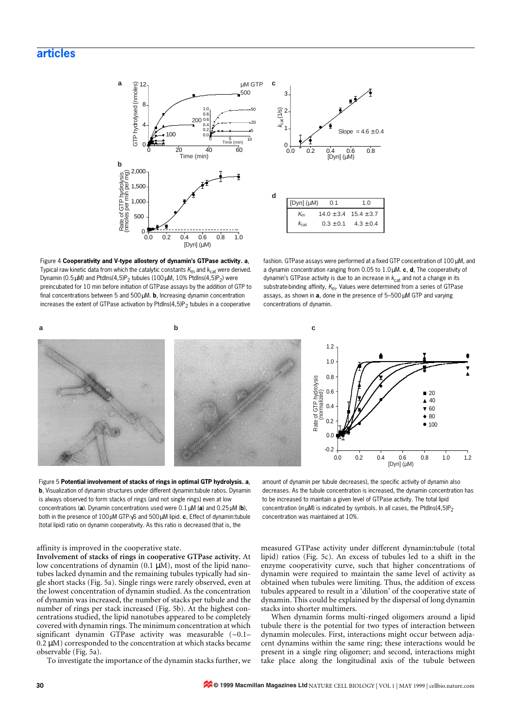| [Dyn] (μM) | 0.1 | 1.0 |
|---|---|---|
| $K_m$ | 14.0 ±3.4 | 15.4 ±3.7 |
| $k_{cat}$ | 0.3 ±0.1 | 4.3 ±0.4 |

Figure 4 **Cooperativity and V-type allostery of dynamin's GTPase activity. a**, Typical raw kinetic data from which the catalytic constants $K_m$ and $k_{cat}$ were derived. Dynamin (0.5 μM) and PtdIns(4,5)$P_2$ tubules (100 μM, 10% PtdIns(4,5)$P_2$) were preincubated for 10 min before initiation of GTPase assays by the addition of GTP to final concentrations between 5 and 500 μM. **b**, Increasing dynamin concentration increases the extent of GTPase activation by PtdIns(4,5)$P_2$ tubules in a cooperative fashion. GTPase assays were performed at a fixed GTP concentration of 100 μM, and a dynamin concentration ranging from 0.05 to 1.0 μM. **c**, **d**, The cooperativity of dynamin's GTPase activity is due to an increase in $k_{cat}$ and not a change in its substrate-binding affinity, $K_m$. Values were determined from a series of GTPase assays, as shown in **a**, done in the presence of 5–500 μM GTP and varying concentrations of dynamin.

Figure 5 **Potential involvement of stacks of rings in optimal GTP hydrolysis. a**, **b**, Visualization of dynamin structures under different dynamin:tubule ratios. Dynamin is always observed to form stacks of rings (and not single rings) even at low concentrations (**a**). Dynamin concentrations used were 0.1 μM (**a**) and 0.25 μM (**b**), both in the presence of 100 μM GTP-γS and 500 μM lipid. **c**, Effect of dynamin:tubule (total lipid) ratio on dynamin cooperativity. As this ratio is decreased (that is, the amount of dynamin per tubule decreases), the specific activity of dynamin also decreases. As the tubule concentration is increased, the dynamin concentration has to be increased to maintain a given level of GTPase activity. The total lipid concentration (in μM) is indicated by symbols. In all cases, the PtdIns(4,5)$P_2$ concentration was maintained at 10%.

affinity is improved in the cooperative state.

**Involvement of stacks of rings in cooperative GTPase activity.** At low concentrations of dynamin (0.1 μM), most of the lipid nanotubes lacked dynamin and the remaining tubules typically had single short stacks (Fig. 5a). Single rings were rarely observed, even at the lowest concentration of dynamin studied. As the concentration of dynamin was increased, the number of stacks per tubule and the number of rings per stack increased (Fig. 5b). At the highest concentrations studied, the lipid nanotubes appeared to be completely covered with dynamin rings. The minimum concentration at which significant dynamin GTPase activity was measurable (~0.1–0.2 μM) corresponded to the concentration at which stacks became observable (Fig. 5a).

To investigate the importance of the dynamin stacks further, we measured GTPase activity under different dynamin:tubule (total lipid) ratios (Fig. 5c). An excess of tubules led to a shift in the enzyme cooperativity curve, such that higher concentrations of dynamin were required to maintain the same level of activity as obtained when tubules were limiting. Thus, the addition of excess tubules appeared to result in a 'dilution' of the cooperative state of dynamin. This could be explained by the dispersal of long dynamin stacks into shorter multimers.

When dynamin forms multi-ringed oligomers around a lipid tubule there is the potential for two types of interaction between dynamin molecules. First, interactions might occur between adjacent dynamins within the same ring; these interactions would be present in a single ring oligomer; and second, interactions might take place along the longitudinal axis of the tubule between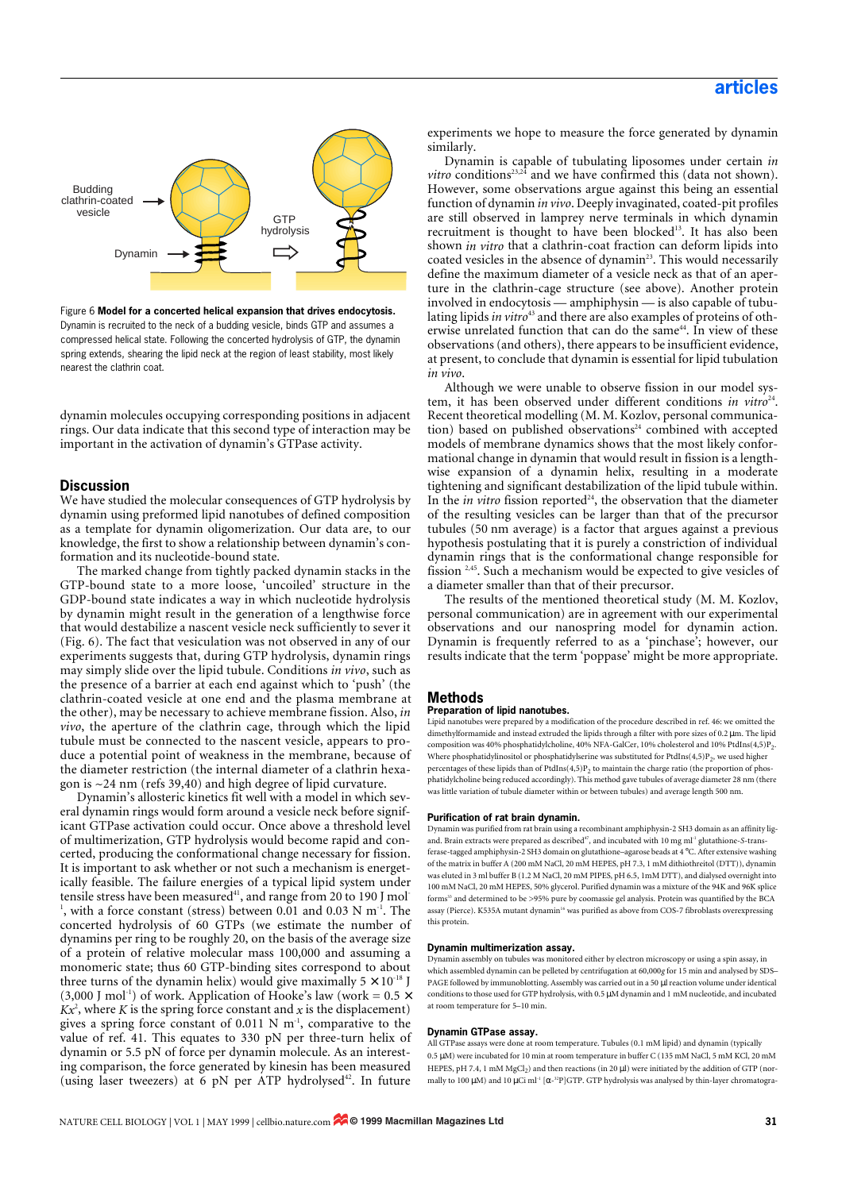Figure 6 **Model for a concerted helical expansion that drives endocytosis.** Dynamin is recruited to the neck of a budding vesicle, binds GTP and assumes a compressed helical state. Following the concerted hydrolysis of GTP, the dynamin spring extends, shearing the lipid neck at the region of least stability, most likely nearest the clathrin coat.

dynamin molecules occupying corresponding positions in adjacent rings. Our data indicate that this second type of interaction may be important in the activation of dynamin's GTPase activity.

## Discussion

We have studied the molecular consequences of GTP hydrolysis by dynamin using preformed lipid nanotubes of defined composition as a template for dynamin oligomerization. Our data are, to our knowledge, the first to show a relationship between dynamin's conformation and its nucleotide-bound state.

The marked change from tightly packed dynamin stacks in the GTP-bound state to a more loose, 'uncoiled' structure in the GDP-bound state indicates a way in which nucleotide hydrolysis by dynamin might result in the generation of a lengthwise force that would destabilize a nascent vesicle neck sufficiently to sever it (Fig. 6). The fact that vesiculation was not observed in any of our experiments suggests that, during GTP hydrolysis, dynamin rings may simply slide over the lipid tubule. Conditions *in vivo*, such as the presence of a barrier at each end against which to 'push' (the clathrin-coated vesicle at one end and the plasma membrane at the other), may be necessary to achieve membrane fission. Also, *in vivo*, the aperture of the clathrin cage, through which the lipid tubule must be connected to the nascent vesicle, appears to produce a potential point of weakness in the membrane, because of the diameter restriction (the internal diameter of a clathrin hexagon is ~24 nm (refs 39,40) and high degree of lipid curvature.

Dynamin's allosteric kinetics fit well with a model in which several dynamin rings would form around a vesicle neck before significant GTPase activation could occur. Once above a threshold level of multimerization, GTP hydrolysis would become rapid and concerted, producing the conformational change necessary for fission. It is important to ask whether or not such a mechanism is energetically feasible. The failure energies of a typical lipid system under tensile stress have been measured[41], and range from 20 to 190 J mol$^{-1}$, with a force constant (stress) between 0.01 and 0.03 N m$^{-1}$. The concerted hydrolysis of 60 GTPs (we estimate the number of dynamins per ring to be roughly 20, on the basis of the average size of a protein of relative molecular mass 100,000 and assuming a monomeric state; thus 60 GTP-binding sites correspond to about three turns of the dynamin helix) would give maximally $5 \times 10^{-18}$ J (3,000 J mol$^{-1}$) of work. Application of Hooke's law (work = $0.5 \times Kx^2$, where $K$ is the spring force constant and $x$ is the displacement) gives a spring force constant of 0.011 N m$^{-1}$, comparative to the value of ref. 41. This equates to 330 pN per three-turn helix of dynamin or 5.5 pN of force per dynamin molecule. As an interesting comparison, the force generated by kinesin has been measured (using laser tweezers) at 6 pN per ATP hydrolysed[42]. In future experiments we hope to measure the force generated by dynamin similarly.

Dynamin is capable of tubulating liposomes under certain *in vitro* conditions[23,24] and we have confirmed this (data not shown). However, some observations argue against this being an essential function of dynamin *in vivo*. Deeply invaginated, coated-pit profiles are still observed in lamprey nerve terminals in which dynamin recruitment is thought to have been blocked[13]. It has also been shown *in vitro* that a clathrin-coat fraction can deform lipids into coated vesicles in the absence of dynamin[23]. This would necessarily define the maximum diameter of a vesicle neck as that of an aperture in the clathrin-cage structure (see above). Another protein involved in endocytosis — amphiphysin — is also capable of tubulating lipids *in vitro*[43] and there are also examples of proteins of otherwise unrelated function that can do the same[44]. In view of these observations (and others), there appears to be insufficient evidence, at present, to conclude that dynamin is essential for lipid tubulation *in vivo*.

Although we were unable to observe fission in our model system, it has been observed under different conditions *in vitro*[24]. Recent theoretical modelling (M. M. Kozlov, personal communication) based on published observations[24] combined with accepted models of membrane dynamics shows that the most likely conformational change in dynamin that would result in fission is a lengthwise expansion of a dynamin helix, resulting in a moderate tightening and significant destabilization of the lipid tubule within. In the *in vitro* fission reported[24], the observation that the diameter of the resulting vesicles can be larger than that of the precursor tubules (50 nm average) is a factor that argues against a previous hypothesis postulating that it is purely a constriction of individual dynamin rings that is the conformational change responsible for fission [2,45]. Such a mechanism would be expected to give vesicles of a diameter smaller than that of their precursor.

The results of the mentioned theoretical study (M. M. Kozlov, personal communication) are in agreement with our experimental observations and our nanospring model for dynamin action. Dynamin is frequently referred to as a 'pinchase'; however, our results indicate that the term 'poppase' might be more appropriate.

## Methods

### Preparation of lipid nanotubes.

Lipid nanotubes were prepared by a modification of the procedure described in ref. 46: we omitted the dimethylformamide and instead extruded the lipids through a filter with pore sizes of 0.2 µm. The lipid composition was 40% phosphatidylcholine, 40% NFA-GalCer, 10% cholesterol and 10% PtdIns(4,5)$P_2$. Where phosphatidylinositol or phosphatidylserine was substituted for PtdIns(4,5)$P_2$, we used higher percentages of these lipids than of PtdIns(4,5)$P_2$ to maintain the charge ratio (the proportion of phosphatidylcholine being reduced accordingly). This method gave tubules of average diameter 28 nm (there was little variation of tubule diameter within or between tubules) and average length 500 nm.

### Purification of rat brain dynamin.

Dynamin was purified from rat brain using a recombinant amphiphysin-2 SH3 domain as an affinity ligand. Brain extracts were prepared as described[47], and incubated with 10 mg ml$^{-1}$ glutathione-*S*-transferase-tagged amphiphysin-2 SH3 domain on glutathione–agarose beads at 4 °C. After extensive washing of the matrix in buffer A (200 mM NaCl, 20 mM HEPES, pH 7.3, 1 mM dithiothreitol (DTT)), dynamin was eluted in 3 ml buffer B (1.2 M NaCl, 20 mM PIPES, pH 6.5, 1mM DTT), and dialysed overnight into 100 mM NaCl, 20 mM HEPES, 50% glycerol. Purified dynamin was a mixture of the 94K and 96K splice forms[33] and determined to be >95% pure by coomassie gel analysis. Protein was quantified by the BCA assay (Pierce). K535A mutant dynamin[16] was purified as above from COS-7 fibroblasts overexpressing this protein.

### Dynamin multimerization assay.

Dynamin assembly on tubules was monitored either by electron microscopy or using a spin assay, in which assembled dynamin can be pelleted by centrifugation at 60,000*g* for 15 min and analysed by SDS–PAGE followed by immunoblotting. Assembly was carried out in a 50 µl reaction volume under identical conditions to those used for GTP hydrolysis, with 0.5 µM dynamin and 1 mM nucleotide, and incubated at room temperature for 5–10 min.

### Dynamin GTPase assay.

All GTPase assays were done at room temperature. Tubules (0.1 mM lipid) and dynamin (typically 0.5 µM) were incubated for 10 min at room temperature in buffer C (135 mM NaCl, 5 mM KCl, 20 mM HEPES, pH 7.4, 1 mM $MgCl_2$) and then reactions (in 20 µl) were initiated by the addition of GTP (normally to 100 µM) and 10 µCi ml$^{-1}$ [α-$^{32}$P]GTP. GTP hydrolysis was analysed by thin-layer chromatogra-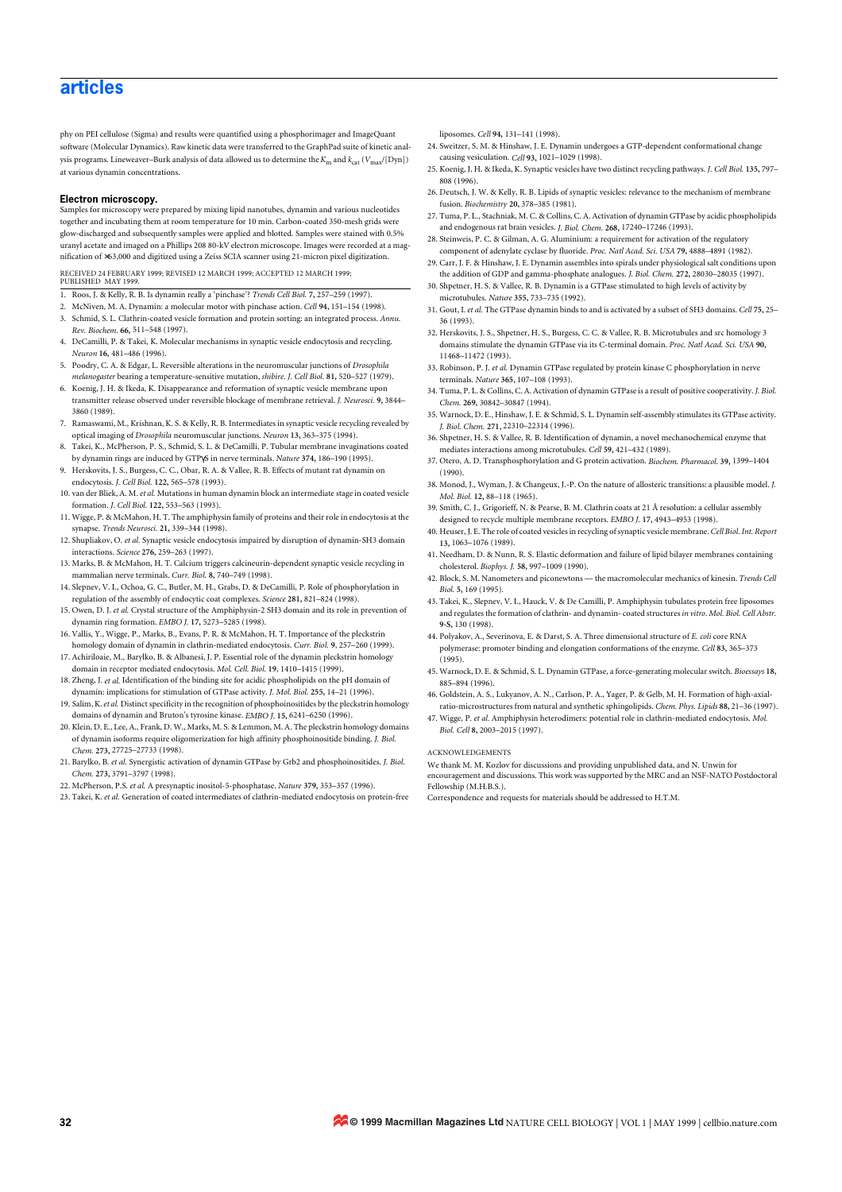phy on PEI cellulose (Sigma) and results were quantified using a phosphorimager and ImageQuant software (Molecular Dynamics). Raw kinetic data were transferred to the GraphPad suite of kinetic analysis programs. Lineweaver–Burk analysis of data allowed us to determine the $K_m$ and $k_{cat}$ ($V_{max}$/[Dyn]) at various dynamin concentrations.

### Electron microscopy.

Samples for microscopy were prepared by mixing lipid nanotubes, dynamin and various nucleotides together and incubating them at room temperature for 10 min. Carbon-coated 350-mesh grids were glow-discharged and subsequently samples were applied and blotted. Samples were stained with 0.5% uranyl acetate and imaged on a Phillips 208 80-kV electron microscope. Images were recorded at a magnification of ×63,000 and digitized using a Zeiss SCIA scanner using 21-micron pixel digitization.

RECEIVED 24 FEBRUARY 1999; REVISED 12 MARCH 1999; ACCEPTED 12 MARCH 1999; PUBLISHED MAY 1999.

1. Roos, J. & Kelly, R. B. Is dynamin really a 'pinchase'? *Trends Cell Biol.* **7**, 257–259 (1997).
2. McNiven, M. A. Dynamin: a molecular motor with pinchase action. *Cell* **94**, 151–154 (1998).
3. Schmid, S. L. Clathrin-coated vesicle formation and protein sorting: an integrated process. *Annu. Rev. Biochem.* **66**, 511–548 (1997).
4. DeCamilli, P. & Takei, K. Molecular mechanisms in synaptic vesicle endocytosis and recycling. *Neuron* **16**, 481–486 (1996).
5. Poodry, C. A. & Edgar, L. Reversible alterations in the neuromuscular junctions of *Drosophila melanogaster* bearing a temperature-sensitive mutation, *shibire*. *J. Cell Biol.* **81**, 520–527 (1979).
6. Koenig, J. H. & Ikeda, K. Disappearance and reformation of synaptic vesicle membrane upon transmitter release observed under reversible blockage of membrane retrieval. *J. Neurosci.* **9**, 3844–3860 (1989).
7. Ramaswami, M., Krishnan, K. S. & Kelly, R. B. Intermediates in synaptic vesicle recycling revealed by optical imaging of *Drosophila* neuromuscular junctions. *Neuron* **13**, 363–375 (1994).
8. Takei, K., McPherson, P. S., Schmid, S. L. & DeCamilli, P. Tubular membrane invaginations coated by dynamin rings are induced by GTPγS in nerve terminals. *Nature* **374**, 186–190 (1995).
9. Herskovits, J. S., Burgess, C. C., Obar, R. A. & Vallee, R. B. Effects of mutant rat dynamin on endocytosis. *J. Cell Biol.* **122**, 565–578 (1993).
10. van der Bliek, A. M. *et al.* Mutations in human dynamin block an intermediate stage in coated vesicle formation. *J. Cell Biol.* **122**, 553–563 (1993).
11. Wigge, P. & McMahon, H. T. The amphiphysin family of proteins and their role in endocytosis at the synapse. *Trends Neurosci.* **21**, 339–344 (1998).
12. Shupliakov, O. *et al.* Synaptic vesicle endocytosis impaired by disruption of dynamin-SH3 domain interactions. *Science* **276**, 259–263 (1997).
13. Marks, B. & McMahon, H. T. Calcium triggers calcineurin-dependent synaptic vesicle recycling in mammalian nerve terminals. *Curr. Biol.* **8**, 740–749 (1998).
14. Slepnev, V. I., Ochoa, G. C., Butler, M. H., Grabs, D. & DeCamilli, P. Role of phosphorylation in regulation of the assembly of endocytic coat complexes. *Science* **281**, 821–824 (1998).
15. Owen, D. J. *et al.* Crystal structure of the Amphiphysin-2 SH3 domain and its role in prevention of dynamin ring formation. *EMBO J.* **17**, 5273–5285 (1998).
16. Vallis, Y., Wigge, P., Marks, B., Evans, P. R. & McMahon, H. T. Importance of the pleckstrin homology domain of dynamin in clathrin-mediated endocytosis. *Curr. Biol.* **9**, 257–260 (1999).
17. Achiriloaie, M., Barylko, B. & Albanesi, J. P. Essential role of the dynamin pleckstrin homology domain in receptor mediated endocytosis. *Mol. Cell. Biol.* **19**, 1410–1415 (1999).
18. Zheng, J. *et al.* Identification of the binding site for acidic phospholipids on the pH domain of dynamin: implications for stimulation of GTPase activity. *J. Mol. Biol.* **255**, 14–21 (1996).
19. Salim, K. *et al.* Distinct specificity in the recognition of phosphoinositides by the pleckstrin homology domains of dynamin and Bruton's tyrosine kinase. *EMBO J.* **15**, 6241–6250 (1996).
20. Klein, D. E., Lee, A., Frank, D. W., Marks, M. S. & Lemmon, M. A. The pleckstrin homology domains of dynamin isoforms require oligomerization for high affinity phosphoinositide binding. *J. Biol. Chem.* **273**, 27725–27733 (1998).
21. Barylko, B. *et al.* Synergistic activation of dynamin GTPase by Grb2 and phosphoinositides. *J. Biol. Chem.* **273**, 3791–3797 (1998).
22. McPherson, P.S. *et al.* A presynaptic inositol-5-phosphatase. *Nature* **379**, 353–357 (1996).
23. Takei, K. *et al.* Generation of coated intermediates of clathrin-mediated endocytosis on protein-free liposomes. *Cell* **94**, 131–141 (1998).
24. Sweitzer, S. M. & Hinshaw, J. E. Dynamin undergoes a GTP-dependent conformational change causing vesiculation. *Cell* **93**, 1021–1029 (1998).
25. Koenig, J. H. & Ikeda, K. Synaptic vesicles have two distinct recycling pathways. *J. Cell Biol.* **135**, 797–808 (1996).
26. Deutsch, J. W. & Kelly, R. B. Lipids of synaptic vesicles: relevance to the mechanism of membrane fusion. *Biochemistry* **20**, 378–385 (1981).
27. Tuma, P. L., Stachniak, M. C. & Collins, C. A. Activation of dynamin GTPase by acidic phospholipids and endogenous rat brain vesicles. *J. Biol. Chem.* **268**, 17240–17246 (1993).
28. Steinweis, P. C. & Gilman, A. G. Aluminium: a requirement for activation of the regulatory component of adenylate cyclase by fluoride. *Proc. Natl Acad. Sci. USA* **79**, 4888–4891 (1982).
29. Carr, J. F. & Hinshaw, J. E. Dynamin assembles into spirals under physiological salt conditions upon the addition of GDP and gamma-phosphate analogues. *J. Biol. Chem.* **272**, 28030–28035 (1997).
30. Shpetner, H. S. & Vallee, R. B. Dynamin is a GTPase stimulated to high levels of activity by microtubules. *Nature* **355**, 733–735 (1992).
31. Gout, I. *et al.* The GTPase dynamin binds to and is activated by a subset of SH3 domains. *Cell* **75**, 25–36 (1993).
32. Herskovits, J. S., Shpetner, H. S., Burgess, C. C. & Vallee, R. B. Microtubules and src homology 3 domains stimulate the dynamin GTPase via its C-terminal domain. *Proc. Natl Acad. Sci. USA* **90**, 11468–11472 (1993).
33. Robinson, P. J. *et al.* Dynamin GTPase regulated by protein kinase C phosphorylation in nerve terminals. *Nature* **365**, 107–108 (1993).
34. Tuma, P. L. & Collins, C. A. Activation of dynamin GTPase is a result of positive cooperativity. *J. Biol. Chem.* **269**, 30842–30847 (1994).
35. Warnock, D. E., Hinshaw, J. E. & Schmid, S. L. Dynamin self-assembly stimulates its GTPase activity. *J. Biol. Chem.* **271**, 22310–22314 (1996).
36. Shpetner, H. S. & Vallee, R. B. Identification of dynamin, a novel mechanochemical enzyme that mediates interactions among microtubules. *Cell* **59**, 421–432 (1989).
37. Otero, A. D. Transphosphorylation and G protein activation. *Biochem. Pharmacol.* **39**, 1399–1404 (1990).
38. Monod, J., Wyman, J. & Changeux, J.-P. On the nature of allosteric transitions: a plausible model. *J. Mol. Biol.* **12**, 88–118 (1965).
39. Smith, C. J., Grigorieff, N. & Pearse, B. M. Clathrin coats at 21 Å resolution: a cellular assembly designed to recycle multiple membrane receptors. *EMBO J.* **17**, 4943–4953 (1998).
40. Heuser, J. E. The role of coated vesicles in recycling of synaptic vesicle membrane. *Cell Biol. Int. Report* **13**, 1063–1076 (1989).
41. Needham, D. & Nunn, R. S. Elastic deformation and failure of lipid bilayer membranes containing cholesterol. *Biophys. J.* **58**, 997–1009 (1990).
42. Block, S. M. Nanometers and piconewtons — the macromolecular mechanics of kinesin. *Trends Cell Biol.* **5**, 169 (1995).
43. Takei, K., Slepnev, V. I., Hauck, V. & De Camilli, P. Amphiphysin tubulates protein free liposomes and regulates the formation of clathrin- and dynamin- coated structures *in vitro*. *Mol. Biol. Cell Abstr.* **9-S**, 130 (1998).
44. Polyakov, A., Severinova, E. & Darst, S. A. Three dimensional structure of *E. coli* core RNA polymerase: promoter binding and elongation conformations of the enzyme. *Cell* **83**, 365–373 (1995).
45. Warnock, D. E. & Schmid, S. L. Dynamin GTPase, a force-generating molecular switch. *Bioessays* **18**, 885–894 (1996).
46. Goldstein, A. S., Lukyanov, A. N., Carlson, P. A., Yager, P. & Gelb, M. H. Formation of high-axial-ratio-microstructures from natural and synthetic sphingolipids. *Chem. Phys. Lipids* **88**, 21–36 (1997).
47. Wigge, P. *et al.* Amphiphysin heterodimers: potential role in clathrin-mediated endocytosis. *Mol. Biol. Cell* **8**, 2003–2015 (1997).

ACKNOWLEDGEMENTS

We thank M. M. Kozlov for discussions and providing unpublished data, and N. Unwin for encouragement and discussions. This work was supported by the MRC and an NSF-NATO Postdoctoral Fellowship (M.H.B.S.).

Correspondence and requests for materials should be addressed to H.T.M.